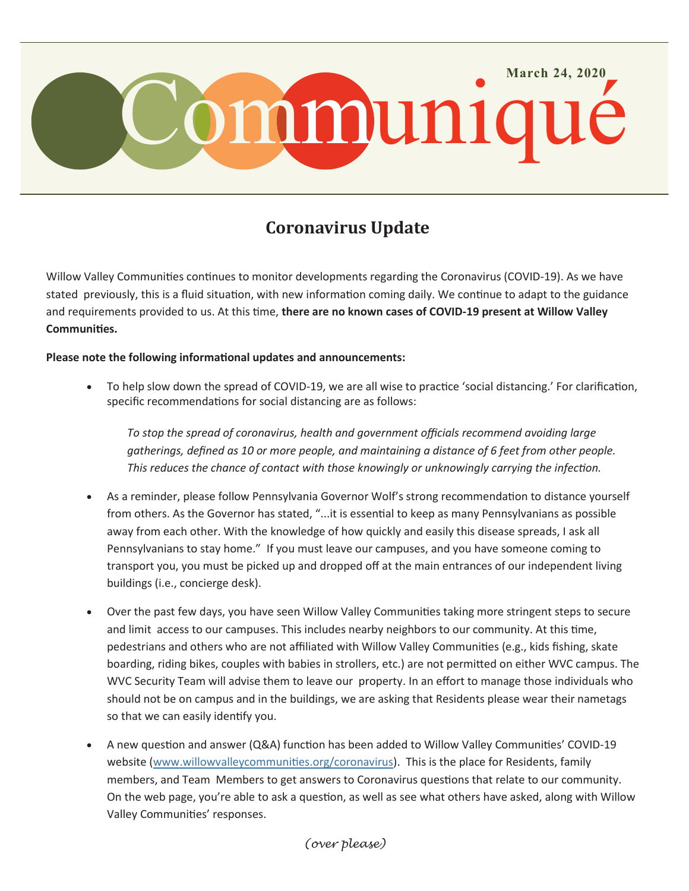# Communiqué

**March 24, 2020**

## Coronavirus Update

Willow Valley Communities continues to monitor developments regarding the Coronavirus (COVID-19). As we have stated previously, this is a fluid situation, with new information coming daily. We continue to adapt to the guidance and requirements provided to us. At this time, **there are no known cases of COVID-19 present at Willow Valley Communities.**

**Please note the following informational updates and announcements:**

- To help slow down the spread of COVID-19, we are all wise to practice 'social distancing.' For clarification, specific recommendations for social distancing are as follows:

  *To stop the spread of coronavirus, health and government officials recommend avoiding large gatherings, defined as 10 or more people, and maintaining a distance of 6 feet from other people. This reduces the chance of contact with those knowingly or unknowingly carrying the infection.*

- As a reminder, please follow Pennsylvania Governor Wolf's strong recommendation to distance yourself from others. As the Governor has stated, "...it is essential to keep as many Pennsylvanians as possible away from each other. With the knowledge of how quickly and easily this disease spreads, I ask all Pennsylvanians to stay home." If you must leave our campuses, and you have someone coming to transport you, you must be picked up and dropped off at the main entrances of our independent living buildings (i.e., concierge desk).

- Over the past few days, you have seen Willow Valley Communities taking more stringent steps to secure and limit access to our campuses. This includes nearby neighbors to our community. At this time, pedestrians and others who are not affiliated with Willow Valley Communities (e.g., kids fishing, skate boarding, riding bikes, couples with babies in strollers, etc.) are not permitted on either WVC campus. The WVC Security Team will advise them to leave our property. In an effort to manage those individuals who should not be on campus and in the buildings, we are asking that Residents please wear their nametags so that we can easily identify you.

- A new question and answer (Q&A) function has been added to Willow Valley Communities' COVID-19 website (www.willowvalleycommunities.org/coronavirus). This is the place for Residents, family members, and Team Members to get answers to Coronavirus questions that relate to our community. On the web page, you're able to ask a question, as well as see what others have asked, along with Willow Valley Communities' responses.

*(over please)*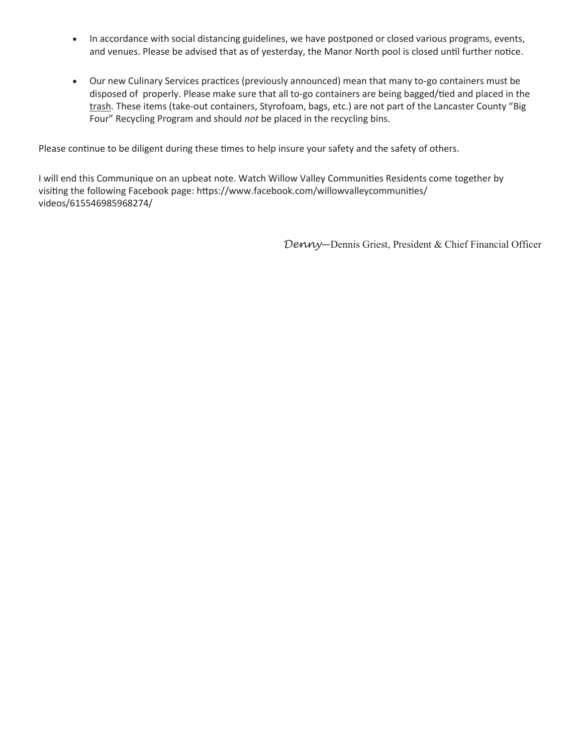- In accordance with social distancing guidelines, we have postponed or closed various programs, events, and venues. Please be advised that as of yesterday, the Manor North pool is closed until further notice.

- Our new Culinary Services practices (previously announced) mean that many to-go containers must be disposed of properly. Please make sure that all to-go containers are being bagged/tied and placed in the trash. These items (take-out containers, Styrofoam, bags, etc.) are not part of the Lancaster County "Big Four" Recycling Program and should *not* be placed in the recycling bins.

Please continue to be diligent during these times to help insure your safety and the safety of others.

I will end this Communique on an upbeat note. Watch Willow Valley Communities Residents come together by visiting the following Facebook page: https://www.facebook.com/willowvalleycommunities/videos/615546985968274/

*Denny*—Dennis Griest, President & Chief Financial Officer